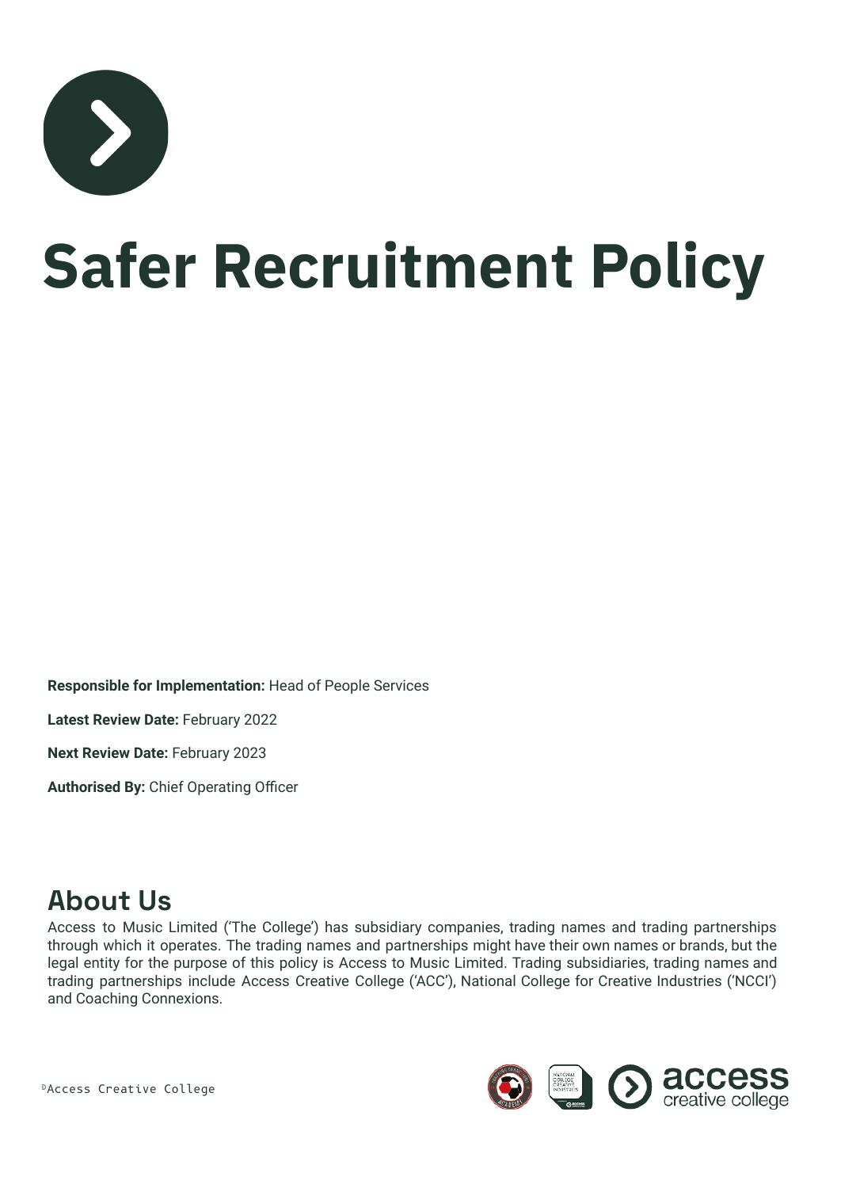# Safer Recruitment Policy

**Responsible for Implementation:** Head of People Services

**Latest Review Date:** February 2022

**Next Review Date:** February 2023

**Authorised By:** Chief Operating Officer

## About Us

Access to Music Limited ('The College') has subsidiary companies, trading names and trading partnerships through which it operates. The trading names and partnerships might have their own names or brands, but the legal entity for the purpose of this policy is Access to Music Limited. Trading subsidiaries, trading names and trading partnerships include Access Creative College ('ACC'), National College for Creative Industries ('NCCI') and Coaching Connexions.

©Access Creative College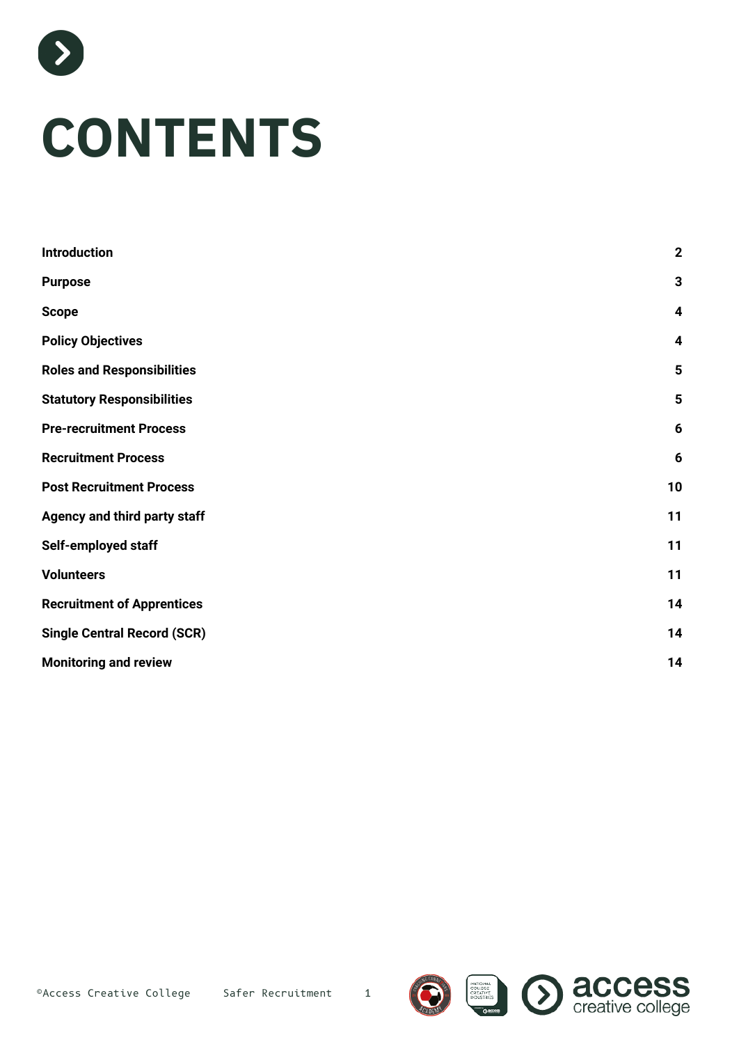# CONTENTS

| | |
|---|---|
| **Introduction** | **2** |
| **Purpose** | **3** |
| **Scope** | **4** |
| **Policy Objectives** | **4** |
| **Roles and Responsibilities** | **5** |
| **Statutory Responsibilities** | **5** |
| **Pre-recruitment Process** | **6** |
| **Recruitment Process** | **6** |
| **Post Recruitment Process** | **10** |
| **Agency and third party staff** | **11** |
| **Self-employed staff** | **11** |
| **Volunteers** | **11** |
| **Recruitment of Apprentices** | **14** |
| **Single Central Record (SCR)** | **14** |
| **Monitoring and review** | **14** |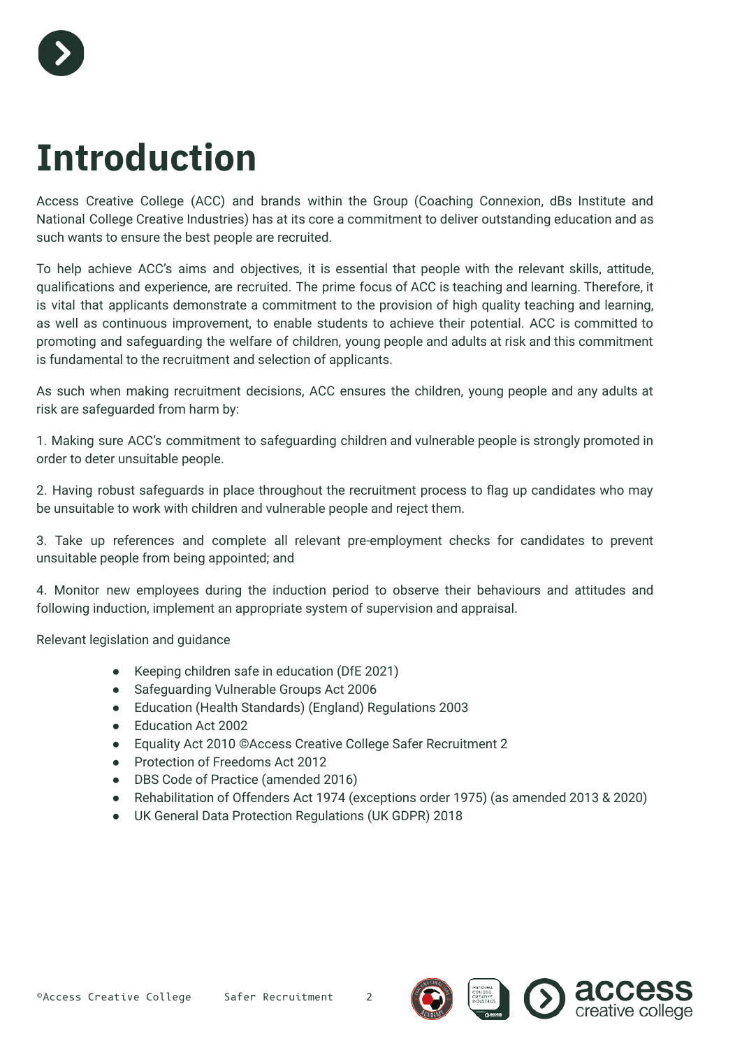# Introduction

Access Creative College (ACC) and brands within the Group (Coaching Connexion, dBs Institute and National College Creative Industries) has at its core a commitment to deliver outstanding education and as such wants to ensure the best people are recruited.

To help achieve ACC's aims and objectives, it is essential that people with the relevant skills, attitude, qualifications and experience, are recruited. The prime focus of ACC is teaching and learning. Therefore, it is vital that applicants demonstrate a commitment to the provision of high quality teaching and learning, as well as continuous improvement, to enable students to achieve their potential. ACC is committed to promoting and safeguarding the welfare of children, young people and adults at risk and this commitment is fundamental to the recruitment and selection of applicants.

As such when making recruitment decisions, ACC ensures the children, young people and any adults at risk are safeguarded from harm by:

1. Making sure ACC's commitment to safeguarding children and vulnerable people is strongly promoted in order to deter unsuitable people.

2. Having robust safeguards in place throughout the recruitment process to flag up candidates who may be unsuitable to work with children and vulnerable people and reject them.

3. Take up references and complete all relevant pre-employment checks for candidates to prevent unsuitable people from being appointed; and

4. Monitor new employees during the induction period to observe their behaviours and attitudes and following induction, implement an appropriate system of supervision and appraisal.

Relevant legislation and guidance

- Keeping children safe in education (DfE 2021)
- Safeguarding Vulnerable Groups Act 2006
- Education (Health Standards) (England) Regulations 2003
- Education Act 2002
- Equality Act 2010 ©Access Creative College Safer Recruitment 2
- Protection of Freedoms Act 2012
- DBS Code of Practice (amended 2016)
- Rehabilitation of Offenders Act 1974 (exceptions order 1975) (as amended 2013 & 2020)
- UK General Data Protection Regulations (UK GDPR) 2018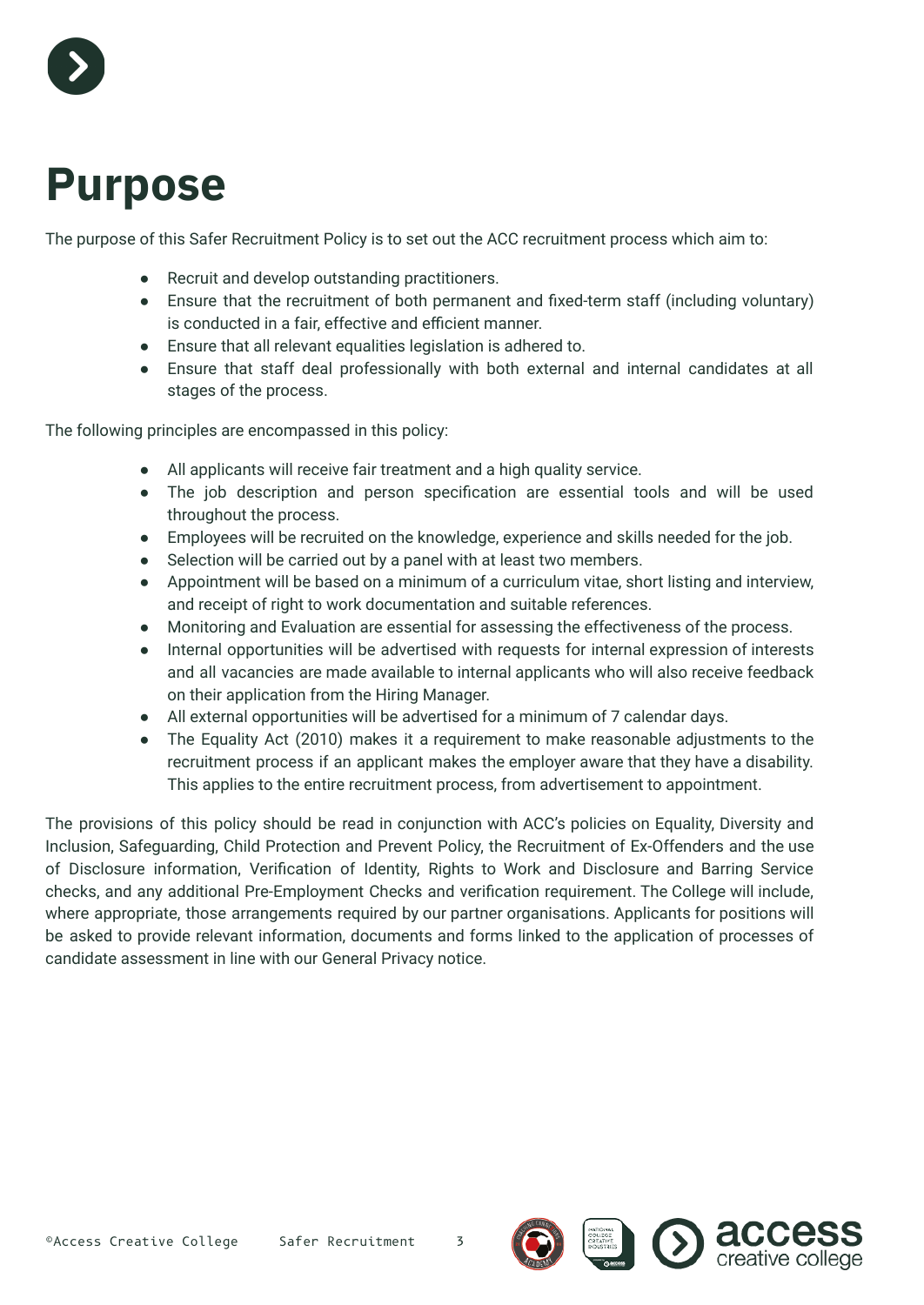# Purpose

The purpose of this Safer Recruitment Policy is to set out the ACC recruitment process which aim to:

- Recruit and develop outstanding practitioners.
- Ensure that the recruitment of both permanent and fixed-term staff (including voluntary) is conducted in a fair, effective and efficient manner.
- Ensure that all relevant equalities legislation is adhered to.
- Ensure that staff deal professionally with both external and internal candidates at all stages of the process.

The following principles are encompassed in this policy:

- All applicants will receive fair treatment and a high quality service.
- The job description and person specification are essential tools and will be used throughout the process.
- Employees will be recruited on the knowledge, experience and skills needed for the job.
- Selection will be carried out by a panel with at least two members.
- Appointment will be based on a minimum of a curriculum vitae, short listing and interview, and receipt of right to work documentation and suitable references.
- Monitoring and Evaluation are essential for assessing the effectiveness of the process.
- Internal opportunities will be advertised with requests for internal expression of interests and all vacancies are made available to internal applicants who will also receive feedback on their application from the Hiring Manager.
- All external opportunities will be advertised for a minimum of 7 calendar days.
- The Equality Act (2010) makes it a requirement to make reasonable adjustments to the recruitment process if an applicant makes the employer aware that they have a disability. This applies to the entire recruitment process, from advertisement to appointment.

The provisions of this policy should be read in conjunction with ACC's policies on Equality, Diversity and Inclusion, Safeguarding, Child Protection and Prevent Policy, the Recruitment of Ex-Offenders and the use of Disclosure information, Verification of Identity, Rights to Work and Disclosure and Barring Service checks, and any additional Pre-Employment Checks and verification requirement. The College will include, where appropriate, those arrangements required by our partner organisations. Applicants for positions will be asked to provide relevant information, documents and forms linked to the application of processes of candidate assessment in line with our General Privacy notice.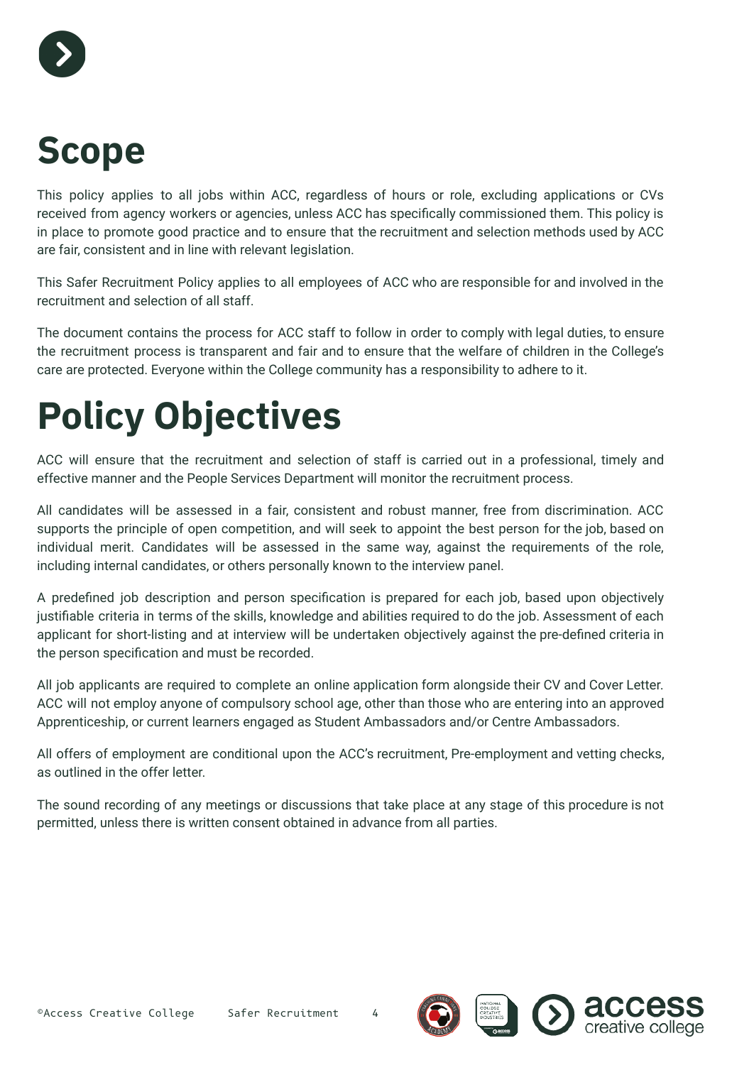# Scope

This policy applies to all jobs within ACC, regardless of hours or role, excluding applications or CVs received from agency workers or agencies, unless ACC has specifically commissioned them. This policy is in place to promote good practice and to ensure that the recruitment and selection methods used by ACC are fair, consistent and in line with relevant legislation.

This Safer Recruitment Policy applies to all employees of ACC who are responsible for and involved in the recruitment and selection of all staff.

The document contains the process for ACC staff to follow in order to comply with legal duties, to ensure the recruitment process is transparent and fair and to ensure that the welfare of children in the College's care are protected. Everyone within the College community has a responsibility to adhere to it.

# Policy Objectives

ACC will ensure that the recruitment and selection of staff is carried out in a professional, timely and effective manner and the People Services Department will monitor the recruitment process.

All candidates will be assessed in a fair, consistent and robust manner, free from discrimination. ACC supports the principle of open competition, and will seek to appoint the best person for the job, based on individual merit. Candidates will be assessed in the same way, against the requirements of the role, including internal candidates, or others personally known to the interview panel.

A predefined job description and person specification is prepared for each job, based upon objectively justifiable criteria in terms of the skills, knowledge and abilities required to do the job. Assessment of each applicant for short-listing and at interview will be undertaken objectively against the pre-defined criteria in the person specification and must be recorded.

All job applicants are required to complete an online application form alongside their CV and Cover Letter. ACC will not employ anyone of compulsory school age, other than those who are entering into an approved Apprenticeship, or current learners engaged as Student Ambassadors and/or Centre Ambassadors.

All offers of employment are conditional upon the ACC's recruitment, Pre-employment and vetting checks, as outlined in the offer letter.

The sound recording of any meetings or discussions that take place at any stage of this procedure is not permitted, unless there is written consent obtained in advance from all parties.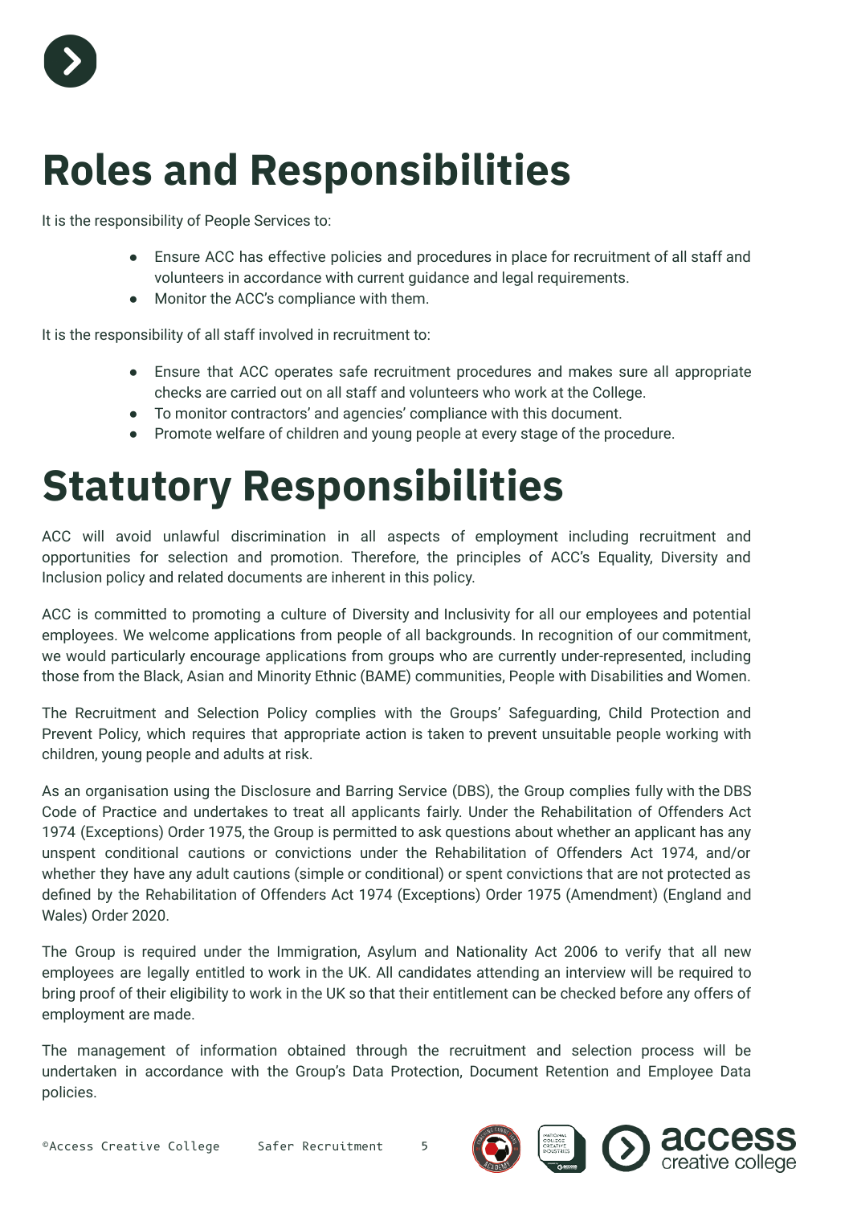# Roles and Responsibilities

It is the responsibility of People Services to:

- Ensure ACC has effective policies and procedures in place for recruitment of all staff and volunteers in accordance with current guidance and legal requirements.
- Monitor the ACC's compliance with them.

It is the responsibility of all staff involved in recruitment to:

- Ensure that ACC operates safe recruitment procedures and makes sure all appropriate checks are carried out on all staff and volunteers who work at the College.
- To monitor contractors' and agencies' compliance with this document.
- Promote welfare of children and young people at every stage of the procedure.

# Statutory Responsibilities

ACC will avoid unlawful discrimination in all aspects of employment including recruitment and opportunities for selection and promotion. Therefore, the principles of ACC's Equality, Diversity and Inclusion policy and related documents are inherent in this policy.

ACC is committed to promoting a culture of Diversity and Inclusivity for all our employees and potential employees. We welcome applications from people of all backgrounds. In recognition of our commitment, we would particularly encourage applications from groups who are currently under-represented, including those from the Black, Asian and Minority Ethnic (BAME) communities, People with Disabilities and Women.

The Recruitment and Selection Policy complies with the Groups' Safeguarding, Child Protection and Prevent Policy, which requires that appropriate action is taken to prevent unsuitable people working with children, young people and adults at risk.

As an organisation using the Disclosure and Barring Service (DBS), the Group complies fully with the DBS Code of Practice and undertakes to treat all applicants fairly. Under the Rehabilitation of Offenders Act 1974 (Exceptions) Order 1975, the Group is permitted to ask questions about whether an applicant has any unspent conditional cautions or convictions under the Rehabilitation of Offenders Act 1974, and/or whether they have any adult cautions (simple or conditional) or spent convictions that are not protected as defined by the Rehabilitation of Offenders Act 1974 (Exceptions) Order 1975 (Amendment) (England and Wales) Order 2020.

The Group is required under the Immigration, Asylum and Nationality Act 2006 to verify that all new employees are legally entitled to work in the UK. All candidates attending an interview will be required to bring proof of their eligibility to work in the UK so that their entitlement can be checked before any offers of employment are made.

The management of information obtained through the recruitment and selection process will be undertaken in accordance with the Group's Data Protection, Document Retention and Employee Data policies.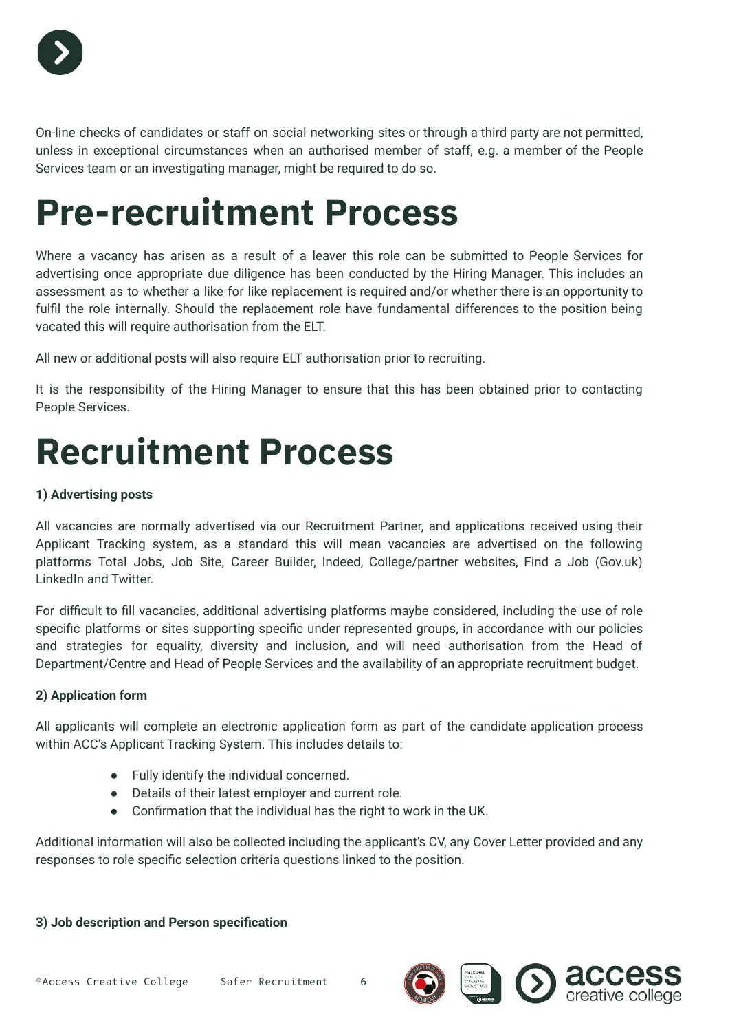On-line checks of candidates or staff on social networking sites or through a third party are not permitted, unless in exceptional circumstances when an authorised member of staff, e.g. a member of the People Services team or an investigating manager, might be required to do so.

# Pre-recruitment Process

Where a vacancy has arisen as a result of a leaver this role can be submitted to People Services for advertising once appropriate due diligence has been conducted by the Hiring Manager. This includes an assessment as to whether a like for like replacement is required and/or whether there is an opportunity to fulfil the role internally. Should the replacement role have fundamental differences to the position being vacated this will require authorisation from the ELT.

All new or additional posts will also require ELT authorisation prior to recruiting.

It is the responsibility of the Hiring Manager to ensure that this has been obtained prior to contacting People Services.

# Recruitment Process

**1) Advertising posts**

All vacancies are normally advertised via our Recruitment Partner, and applications received using their Applicant Tracking system, as a standard this will mean vacancies are advertised on the following platforms Total Jobs, Job Site, Career Builder, Indeed, College/partner websites, Find a Job (Gov.uk) LinkedIn and Twitter.

For difficult to fill vacancies, additional advertising platforms maybe considered, including the use of role specific platforms or sites supporting specific under represented groups, in accordance with our policies and strategies for equality, diversity and inclusion, and will need authorisation from the Head of Department/Centre and Head of People Services and the availability of an appropriate recruitment budget.

**2) Application form**

All applicants will complete an electronic application form as part of the candidate application process within ACC's Applicant Tracking System. This includes details to:

- Fully identify the individual concerned.
- Details of their latest employer and current role.
- Confirmation that the individual has the right to work in the UK.

Additional information will also be collected including the applicant's CV, any Cover Letter provided and any responses to role specific selection criteria questions linked to the position.

**3) Job description and Person specification**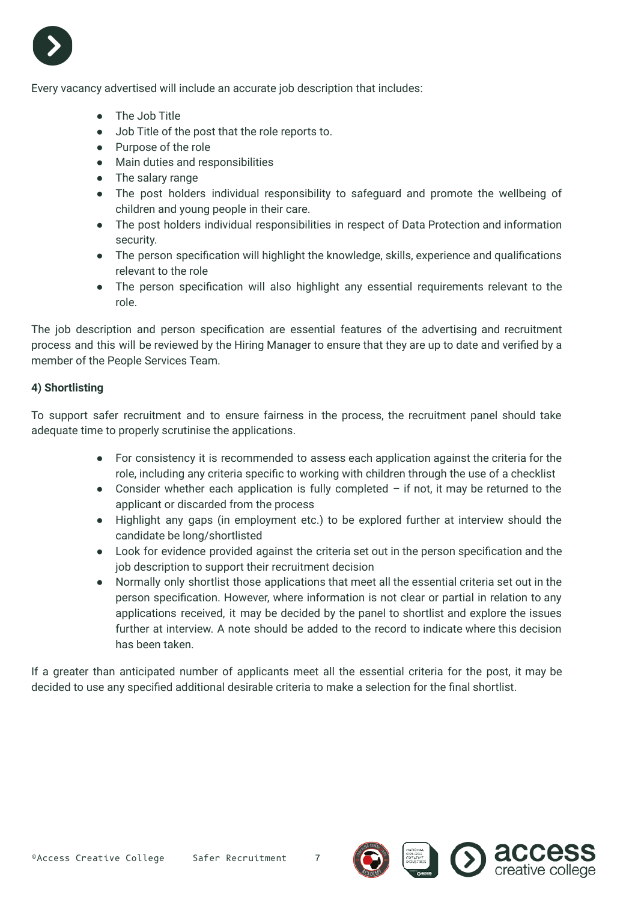Every vacancy advertised will include an accurate job description that includes:

- The Job Title
- Job Title of the post that the role reports to.
- Purpose of the role
- Main duties and responsibilities
- The salary range
- The post holders individual responsibility to safeguard and promote the wellbeing of children and young people in their care.
- The post holders individual responsibilities in respect of Data Protection and information security.
- The person specification will highlight the knowledge, skills, experience and qualifications relevant to the role
- The person specification will also highlight any essential requirements relevant to the role.

The job description and person specification are essential features of the advertising and recruitment process and this will be reviewed by the Hiring Manager to ensure that they are up to date and verified by a member of the People Services Team.

**4) Shortlisting**

To support safer recruitment and to ensure fairness in the process, the recruitment panel should take adequate time to properly scrutinise the applications.

- For consistency it is recommended to assess each application against the criteria for the role, including any criteria specific to working with children through the use of a checklist
- Consider whether each application is fully completed – if not, it may be returned to the applicant or discarded from the process
- Highlight any gaps (in employment etc.) to be explored further at interview should the candidate be long/shortlisted
- Look for evidence provided against the criteria set out in the person specification and the job description to support their recruitment decision
- Normally only shortlist those applications that meet all the essential criteria set out in the person specification. However, where information is not clear or partial in relation to any applications received, it may be decided by the panel to shortlist and explore the issues further at interview. A note should be added to the record to indicate where this decision has been taken.

If a greater than anticipated number of applicants meet all the essential criteria for the post, it may be decided to use any specified additional desirable criteria to make a selection for the final shortlist.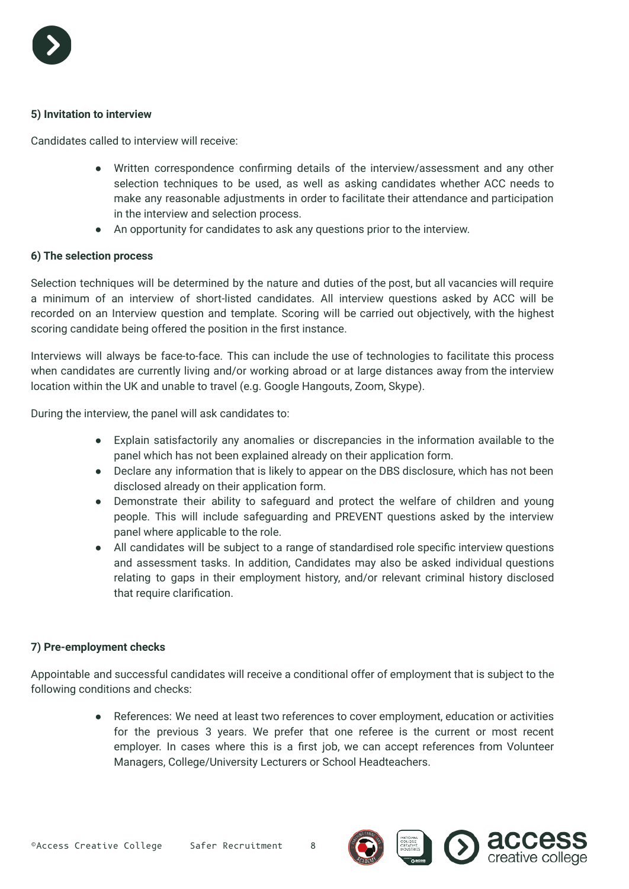**5) Invitation to interview**

Candidates called to interview will receive:

- Written correspondence confirming details of the interview/assessment and any other selection techniques to be used, as well as asking candidates whether ACC needs to make any reasonable adjustments in order to facilitate their attendance and participation in the interview and selection process.
- An opportunity for candidates to ask any questions prior to the interview.

**6) The selection process**

Selection techniques will be determined by the nature and duties of the post, but all vacancies will require a minimum of an interview of short-listed candidates. All interview questions asked by ACC will be recorded on an Interview question and template. Scoring will be carried out objectively, with the highest scoring candidate being offered the position in the first instance.

Interviews will always be face-to-face. This can include the use of technologies to facilitate this process when candidates are currently living and/or working abroad or at large distances away from the interview location within the UK and unable to travel (e.g. Google Hangouts, Zoom, Skype).

During the interview, the panel will ask candidates to:

- Explain satisfactorily any anomalies or discrepancies in the information available to the panel which has not been explained already on their application form.
- Declare any information that is likely to appear on the DBS disclosure, which has not been disclosed already on their application form.
- Demonstrate their ability to safeguard and protect the welfare of children and young people. This will include safeguarding and PREVENT questions asked by the interview panel where applicable to the role.
- All candidates will be subject to a range of standardised role specific interview questions and assessment tasks. In addition, Candidates may also be asked individual questions relating to gaps in their employment history, and/or relevant criminal history disclosed that require clarification.

**7) Pre-employment checks**

Appointable and successful candidates will receive a conditional offer of employment that is subject to the following conditions and checks:

- References: We need at least two references to cover employment, education or activities for the previous 3 years. We prefer that one referee is the current or most recent employer. In cases where this is a first job, we can accept references from Volunteer Managers, College/University Lecturers or School Headteachers.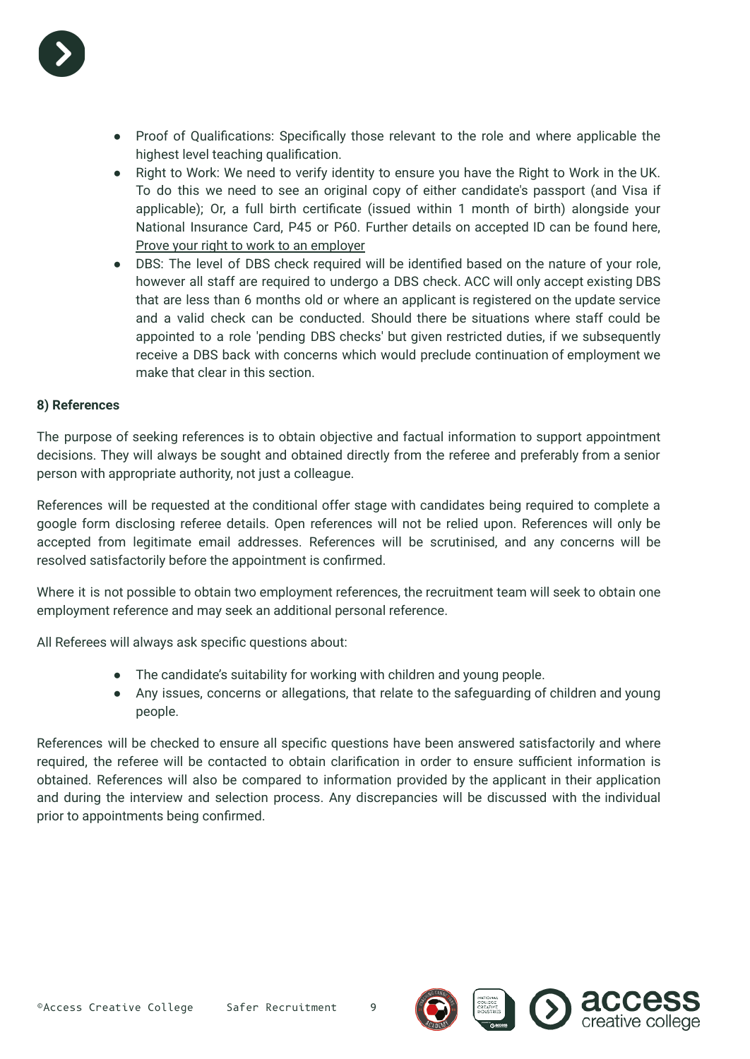- Proof of Qualifications: Specifically those relevant to the role and where applicable the highest level teaching qualification.
- Right to Work: We need to verify identity to ensure you have the Right to Work in the UK. To do this we need to see an original copy of either candidate's passport (and Visa if applicable); Or, a full birth certificate (issued within 1 month of birth) alongside your National Insurance Card, P45 or P60. Further details on accepted ID can be found here, Prove your right to work to an employer
- DBS: The level of DBS check required will be identified based on the nature of your role, however all staff are required to undergo a DBS check. ACC will only accept existing DBS that are less than 6 months old or where an applicant is registered on the update service and a valid check can be conducted. Should there be situations where staff could be appointed to a role 'pending DBS checks' but given restricted duties, if we subsequently receive a DBS back with concerns which would preclude continuation of employment we make that clear in this section.

**8) References**

The purpose of seeking references is to obtain objective and factual information to support appointment decisions. They will always be sought and obtained directly from the referee and preferably from a senior person with appropriate authority, not just a colleague.

References will be requested at the conditional offer stage with candidates being required to complete a google form disclosing referee details. Open references will not be relied upon. References will only be accepted from legitimate email addresses. References will be scrutinised, and any concerns will be resolved satisfactorily before the appointment is confirmed.

Where it is not possible to obtain two employment references, the recruitment team will seek to obtain one employment reference and may seek an additional personal reference.

All Referees will always ask specific questions about:

- The candidate's suitability for working with children and young people.
- Any issues, concerns or allegations, that relate to the safeguarding of children and young people.

References will be checked to ensure all specific questions have been answered satisfactorily and where required, the referee will be contacted to obtain clarification in order to ensure sufficient information is obtained. References will also be compared to information provided by the applicant in their application and during the interview and selection process. Any discrepancies will be discussed with the individual prior to appointments being confirmed.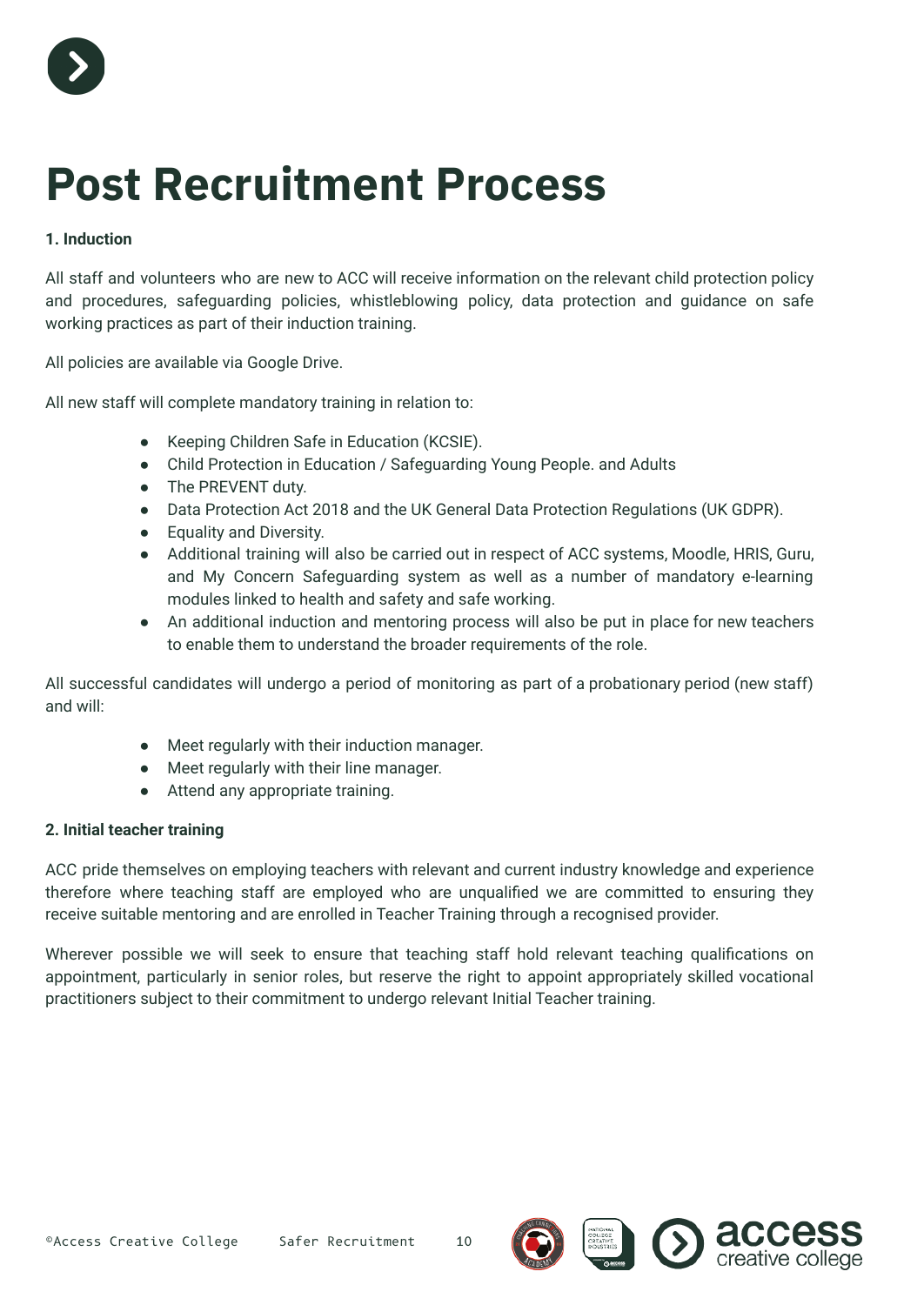# Post Recruitment Process

**1. Induction**

All staff and volunteers who are new to ACC will receive information on the relevant child protection policy and procedures, safeguarding policies, whistleblowing policy, data protection and guidance on safe working practices as part of their induction training.

All policies are available via Google Drive.

All new staff will complete mandatory training in relation to:

- Keeping Children Safe in Education (KCSIE).
- Child Protection in Education / Safeguarding Young People. and Adults
- The PREVENT duty.
- Data Protection Act 2018 and the UK General Data Protection Regulations (UK GDPR).
- Equality and Diversity.
- Additional training will also be carried out in respect of ACC systems, Moodle, HRIS, Guru, and My Concern Safeguarding system as well as a number of mandatory e-learning modules linked to health and safety and safe working.
- An additional induction and mentoring process will also be put in place for new teachers to enable them to understand the broader requirements of the role.

All successful candidates will undergo a period of monitoring as part of a probationary period (new staff) and will:

- Meet regularly with their induction manager.
- Meet regularly with their line manager.
- Attend any appropriate training.

**2. Initial teacher training**

ACC pride themselves on employing teachers with relevant and current industry knowledge and experience therefore where teaching staff are employed who are unqualified we are committed to ensuring they receive suitable mentoring and are enrolled in Teacher Training through a recognised provider.

Wherever possible we will seek to ensure that teaching staff hold relevant teaching qualifications on appointment, particularly in senior roles, but reserve the right to appoint appropriately skilled vocational practitioners subject to their commitment to undergo relevant Initial Teacher training.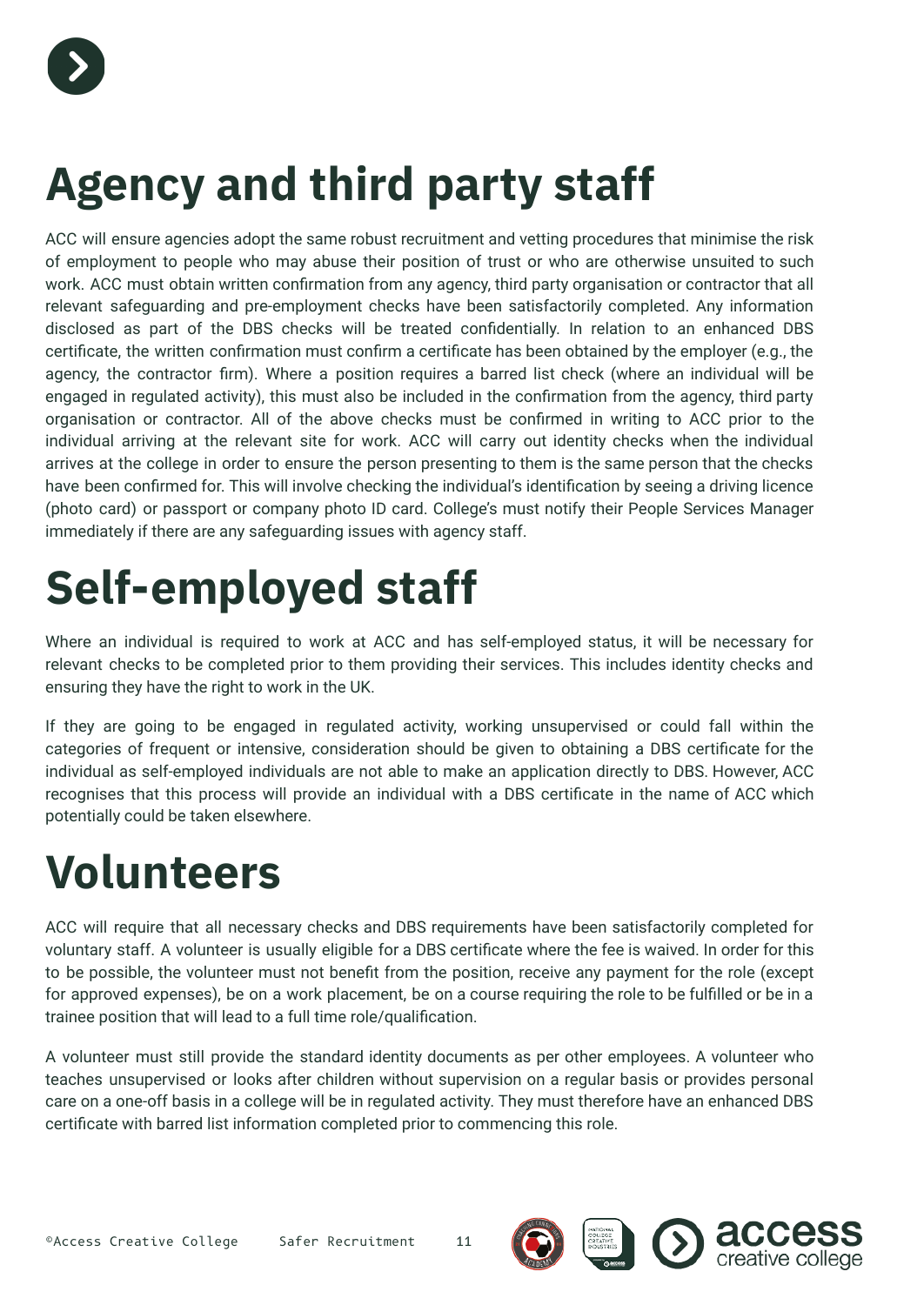# Agency and third party staff

ACC will ensure agencies adopt the same robust recruitment and vetting procedures that minimise the risk of employment to people who may abuse their position of trust or who are otherwise unsuited to such work. ACC must obtain written confirmation from any agency, third party organisation or contractor that all relevant safeguarding and pre-employment checks have been satisfactorily completed. Any information disclosed as part of the DBS checks will be treated confidentially. In relation to an enhanced DBS certificate, the written confirmation must confirm a certificate has been obtained by the employer (e.g., the agency, the contractor firm). Where a position requires a barred list check (where an individual will be engaged in regulated activity), this must also be included in the confirmation from the agency, third party organisation or contractor. All of the above checks must be confirmed in writing to ACC prior to the individual arriving at the relevant site for work. ACC will carry out identity checks when the individual arrives at the college in order to ensure the person presenting to them is the same person that the checks have been confirmed for. This will involve checking the individual's identification by seeing a driving licence (photo card) or passport or company photo ID card. College's must notify their People Services Manager immediately if there are any safeguarding issues with agency staff.

# Self-employed staff

Where an individual is required to work at ACC and has self-employed status, it will be necessary for relevant checks to be completed prior to them providing their services. This includes identity checks and ensuring they have the right to work in the UK.

If they are going to be engaged in regulated activity, working unsupervised or could fall within the categories of frequent or intensive, consideration should be given to obtaining a DBS certificate for the individual as self-employed individuals are not able to make an application directly to DBS. However, ACC recognises that this process will provide an individual with a DBS certificate in the name of ACC which potentially could be taken elsewhere.

# Volunteers

ACC will require that all necessary checks and DBS requirements have been satisfactorily completed for voluntary staff. A volunteer is usually eligible for a DBS certificate where the fee is waived. In order for this to be possible, the volunteer must not benefit from the position, receive any payment for the role (except for approved expenses), be on a work placement, be on a course requiring the role to be fulfilled or be in a trainee position that will lead to a full time role/qualification.

A volunteer must still provide the standard identity documents as per other employees. A volunteer who teaches unsupervised or looks after children without supervision on a regular basis or provides personal care on a one-off basis in a college will be in regulated activity. They must therefore have an enhanced DBS certificate with barred list information completed prior to commencing this role.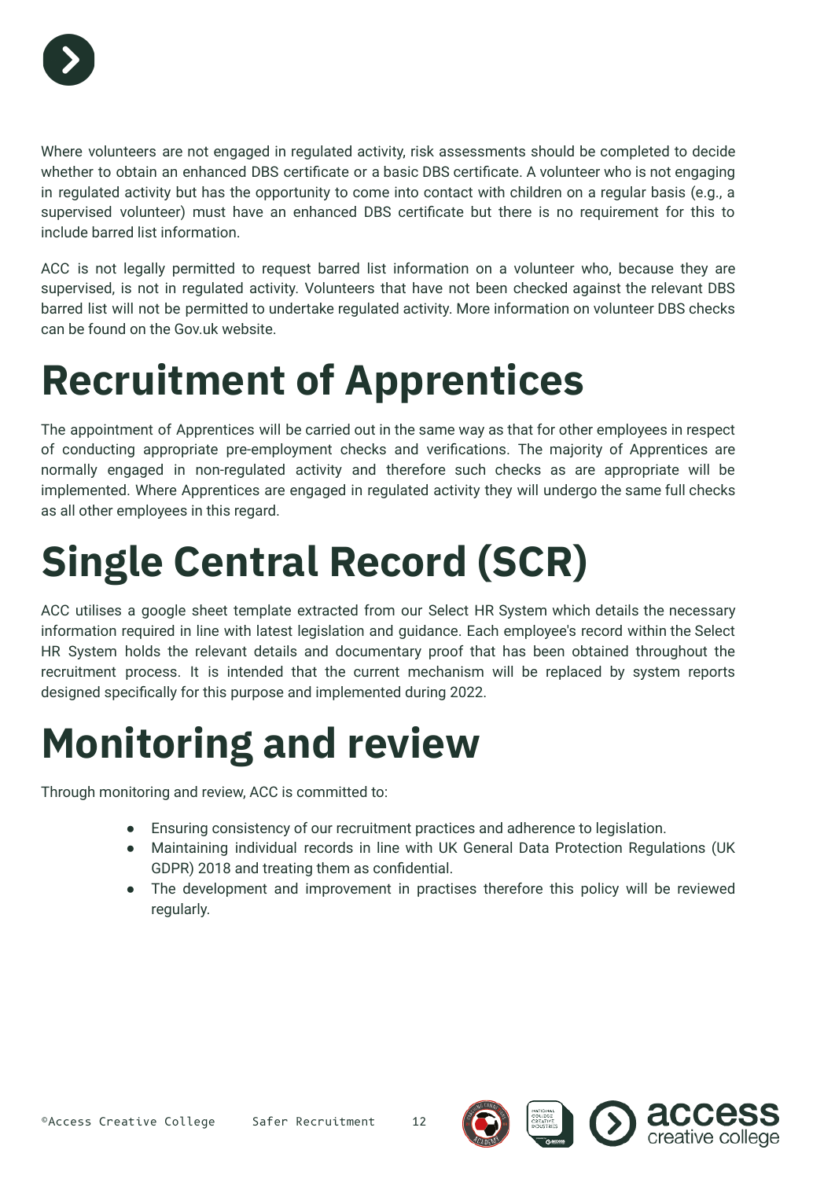Where volunteers are not engaged in regulated activity, risk assessments should be completed to decide whether to obtain an enhanced DBS certificate or a basic DBS certificate. A volunteer who is not engaging in regulated activity but has the opportunity to come into contact with children on a regular basis (e.g., a supervised volunteer) must have an enhanced DBS certificate but there is no requirement for this to include barred list information.

ACC is not legally permitted to request barred list information on a volunteer who, because they are supervised, is not in regulated activity. Volunteers that have not been checked against the relevant DBS barred list will not be permitted to undertake regulated activity. More information on volunteer DBS checks can be found on the Gov.uk website.

# Recruitment of Apprentices

The appointment of Apprentices will be carried out in the same way as that for other employees in respect of conducting appropriate pre-employment checks and verifications. The majority of Apprentices are normally engaged in non-regulated activity and therefore such checks as are appropriate will be implemented. Where Apprentices are engaged in regulated activity they will undergo the same full checks as all other employees in this regard.

# Single Central Record (SCR)

ACC utilises a google sheet template extracted from our Select HR System which details the necessary information required in line with latest legislation and guidance. Each employee's record within the Select HR System holds the relevant details and documentary proof that has been obtained throughout the recruitment process. It is intended that the current mechanism will be replaced by system reports designed specifically for this purpose and implemented during 2022.

# Monitoring and review

Through monitoring and review, ACC is committed to:

- Ensuring consistency of our recruitment practices and adherence to legislation.
- Maintaining individual records in line with UK General Data Protection Regulations (UK GDPR) 2018 and treating them as confidential.
- The development and improvement in practises therefore this policy will be reviewed regularly.